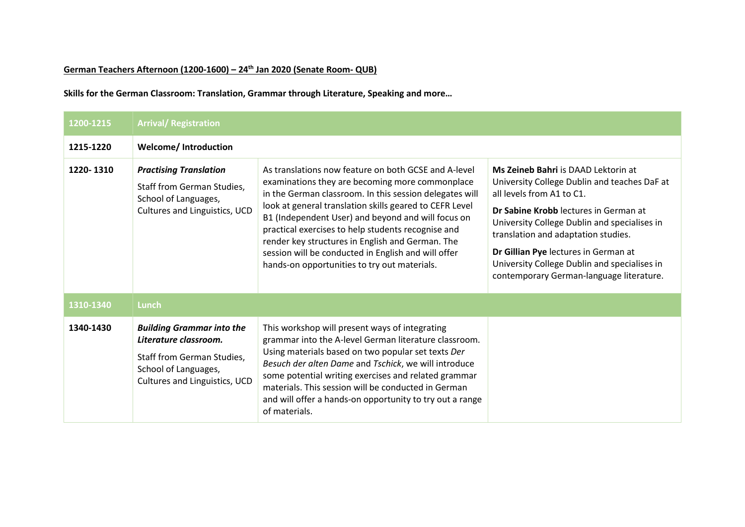**German Teachers Afternoon (1200-1600) – 24th Jan 2020 (Senate Room- QUB)**

**Skills for the German Classroom: Translation, Grammar through Literature, Speaking and more…**

| 1200-1215 | Arrival/ Registration | | |
|---|---|---|---|
| **1215-1220** | **Welcome/ Introduction** | | |
| **1220- 1310** | ***Practising Translation***<br>Staff from German Studies, School of Languages, Cultures and Linguistics, UCD | As translations now feature on both GCSE and A-level examinations they are becoming more commonplace in the German classroom. In this session delegates will look at general translation skills geared to CEFR Level B1 (Independent User) and beyond and will focus on practical exercises to help students recognise and render key structures in English and German. The session will be conducted in English and will offer hands-on opportunities to try out materials. | **Ms Zeineb Bahri** is DAAD Lektorin at University College Dublin and teaches DaF at all levels from A1 to C1.<br>**Dr Sabine Krobb** lectures in German at University College Dublin and specialises in translation and adaptation studies.<br>**Dr Gillian Pye** lectures in German at University College Dublin and specialises in contemporary German-language literature. |
| **1310-1340** | **Lunch** | | |
| **1340-1430** | ***Building Grammar into the Literature classroom.***<br>Staff from German Studies, School of Languages, Cultures and Linguistics, UCD | This workshop will present ways of integrating grammar into the A-level German literature classroom. Using materials based on two popular set texts *Der Besuch der alten Dame* and *Tschick*, we will introduce some potential writing exercises and related grammar materials. This session will be conducted in German and will offer a hands-on opportunity to try out a range of materials. | |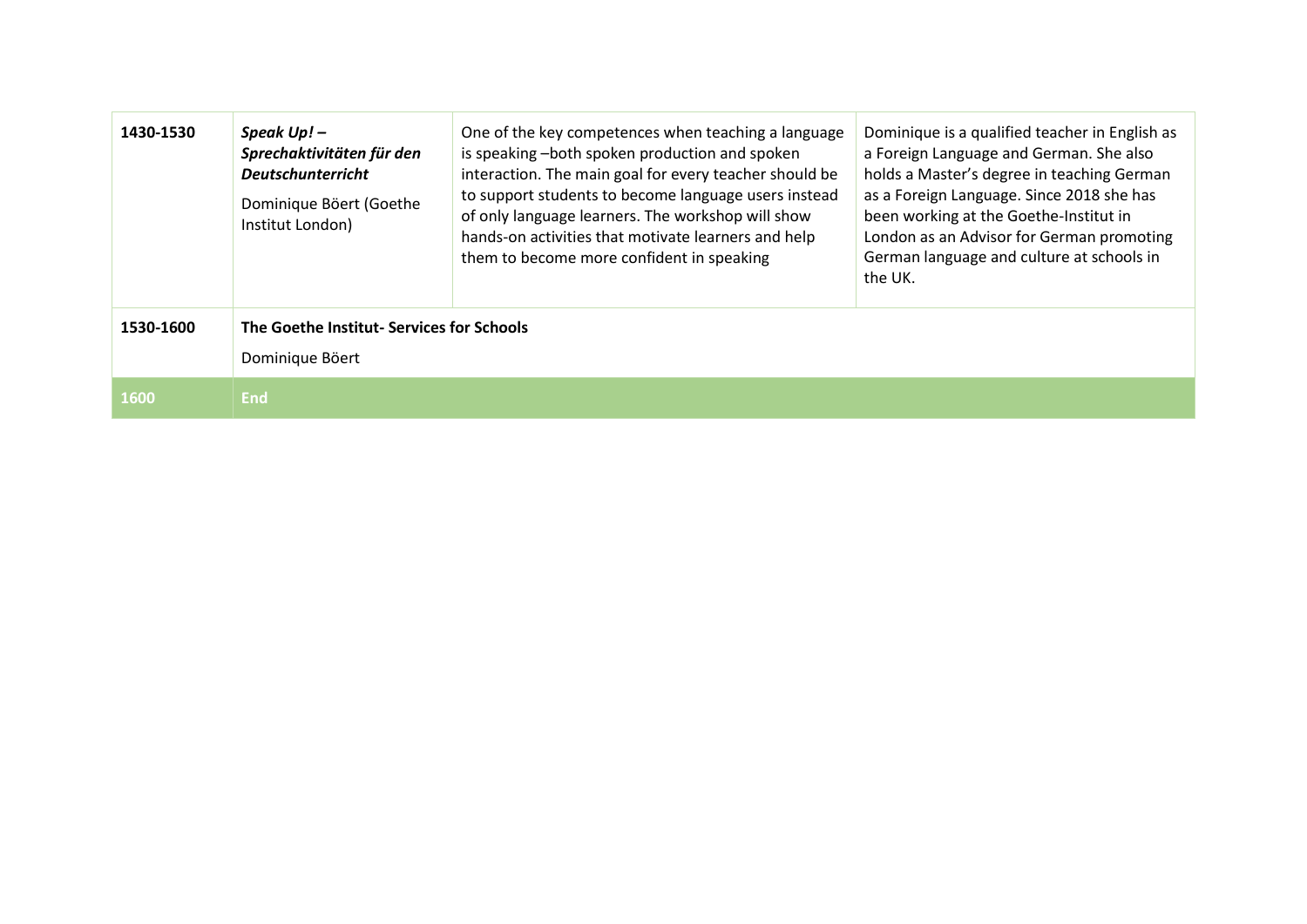| | | | |
|---|---|---|---|
| **1430-1530** | ***Speak Up! – Sprechaktivitäten für den Deutschunterricht***<br>Dominique Böert (Goethe Institut London) | One of the key competences when teaching a language is speaking –both spoken production and spoken interaction. The main goal for every teacher should be to support students to become language users instead of only language learners. The workshop will show hands-on activities that motivate learners and help them to become more confident in speaking | Dominique is a qualified teacher in English as a Foreign Language and German. She also holds a Master's degree in teaching German as a Foreign Language. Since 2018 she has been working at the Goethe-Institut in London as an Advisor for German promoting German language and culture at schools in the UK. |
| **1530-1600** | **The Goethe Institut- Services for Schools**<br>Dominique Böert | | |
| **1600** | **End** | | |